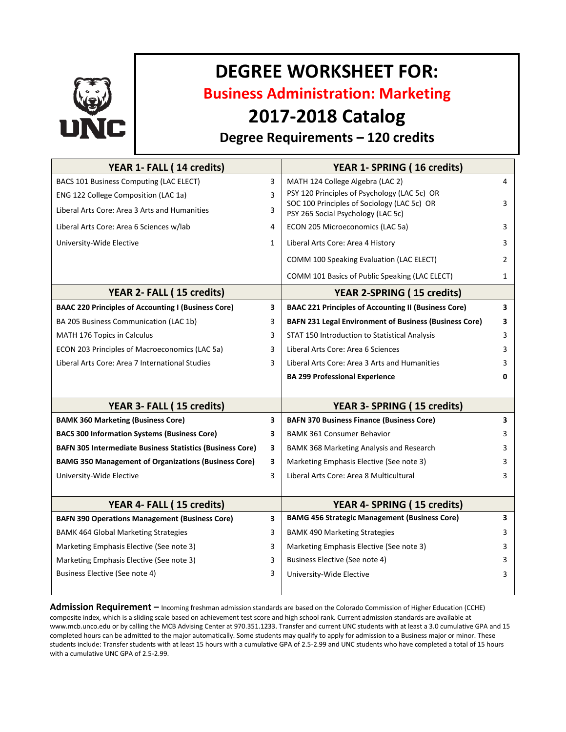# DEGREE WORKSHEET FOR:

## Business Administration: Marketing

## 2017-2018 Catalog

### Degree Requirements – 120 credits

| YEAR 1- FALL ( 14 credits) | | YEAR 1- SPRING ( 16 credits) | |
|---|---|---|---|
| BACS 101 Business Computing (LAC ELECT) | 3 | MATH 124 College Algebra (LAC 2) | 4 |
| ENG 122 College Composition (LAC 1a) | 3 | PSY 120 Principles of Psychology (LAC 5c) OR SOC 100 Principles of Sociology (LAC 5c) OR PSY 265 Social Psychology (LAC 5c) | 3 |
| Liberal Arts Core: Area 3 Arts and Humanities | 3 | ECON 205 Microeconomics (LAC 5a) | 3 |
| Liberal Arts Core: Area 6 Sciences w/lab | 4 | Liberal Arts Core: Area 4 History | 3 |
| University-Wide Elective | 1 | COMM 100 Speaking Evaluation (LAC ELECT) | 2 |
| | | COMM 101 Basics of Public Speaking (LAC ELECT) | 1 |

| YEAR 2- FALL ( 15 credits) | | YEAR 2-SPRING ( 15 credits) | |
|---|---|---|---|
| **BAAC 220 Principles of Accounting I (Business Core)** | **3** | **BAAC 221 Principles of Accounting II (Business Core)** | **3** |
| BA 205 Business Communication (LAC 1b) | 3 | **BAFN 231 Legal Environment of Business (Business Core)** | **3** |
| MATH 176 Topics in Calculus | 3 | STAT 150 Introduction to Statistical Analysis | 3 |
| ECON 203 Principles of Macroeconomics (LAC 5a) | 3 | Liberal Arts Core: Area 6 Sciences | 3 |
| Liberal Arts Core: Area 7 International Studies | 3 | Liberal Arts Core: Area 3 Arts and Humanities | 3 |
| | | **BA 299 Professional Experience** | **0** |

| YEAR 3- FALL ( 15 credits) | | YEAR 3- SPRING ( 15 credits) | |
|---|---|---|---|
| **BAMK 360 Marketing (Business Core)** | **3** | **BAFN 370 Business Finance (Business Core)** | **3** |
| **BACS 300 Information Systems (Business Core)** | **3** | BAMK 361 Consumer Behavior | 3 |
| **BAFN 305 Intermediate Business Statistics (Business Core)** | **3** | BAMK 368 Marketing Analysis and Research | 3 |
| **BAMG 350 Management of Organizations (Business Core)** | **3** | Marketing Emphasis Elective (See note 3) | 3 |
| University-Wide Elective | 3 | Liberal Arts Core: Area 8 Multicultural | 3 |

| YEAR 4- FALL ( 15 credits) | | YEAR 4- SPRING ( 15 credits) | |
|---|---|---|---|
| **BAFN 390 Operations Management (Business Core)** | **3** | **BAMG 456 Strategic Management (Business Core)** | **3** |
| BAMK 464 Global Marketing Strategies | 3 | BAMK 490 Marketing Strategies | 3 |
| Marketing Emphasis Elective (See note 3) | 3 | Marketing Emphasis Elective (See note 3) | 3 |
| Marketing Emphasis Elective (See note 3) | 3 | Business Elective (See note 4) | 3 |
| Business Elective (See note 4) | 3 | University-Wide Elective | 3 |

**Admission Requirement –** Incoming freshman admission standards are based on the Colorado Commission of Higher Education (CCHE) composite index, which is a sliding scale based on achievement test score and high school rank. Current admission standards are available at www.mcb.unco.edu or by calling the MCB Advising Center at 970.351.1233. Transfer and current UNC students with at least a 3.0 cumulative GPA and 15 completed hours can be admitted to the major automatically. Some students may qualify to apply for admission to a Business major or minor. These students include: Transfer students with at least 15 hours with a cumulative GPA of 2.5-2.99 and UNC students who have completed a total of 15 hours with a cumulative UNC GPA of 2.5-2.99.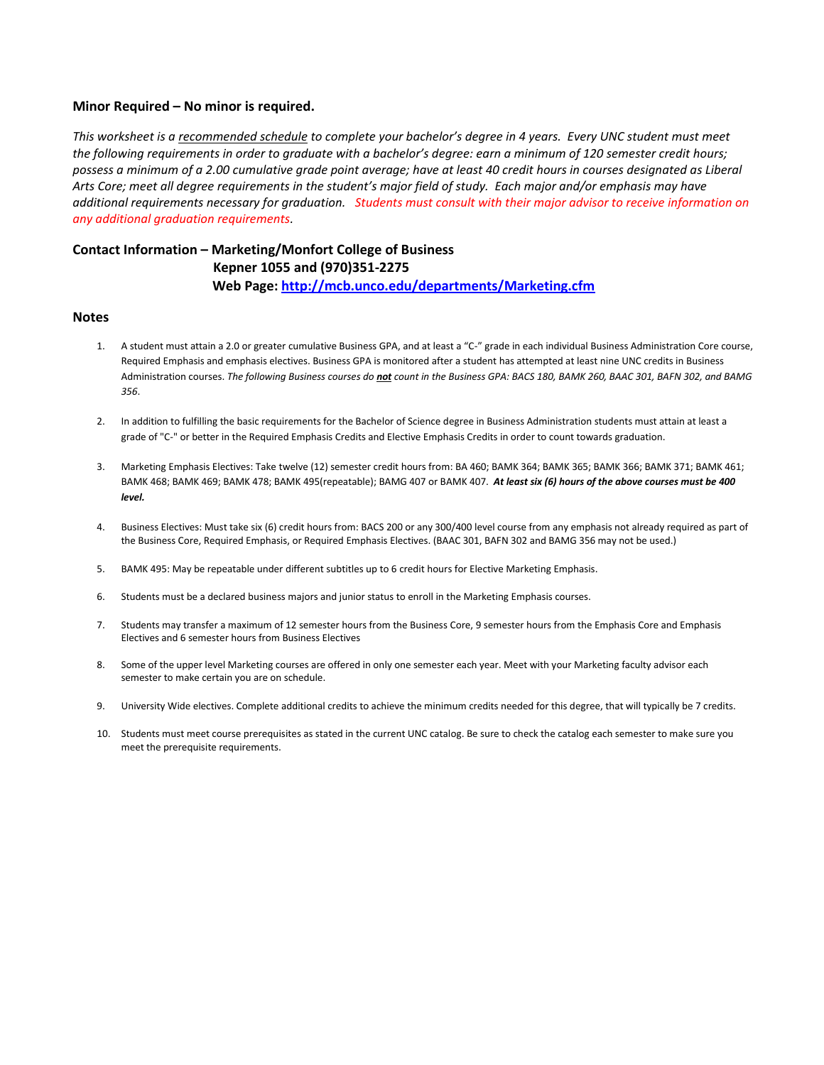**Minor Required – No minor is required.**

*This worksheet is a recommended schedule to complete your bachelor's degree in 4 years. Every UNC student must meet the following requirements in order to graduate with a bachelor's degree: earn a minimum of 120 semester credit hours; possess a minimum of a 2.00 cumulative grade point average; have at least 40 credit hours in courses designated as Liberal Arts Core; meet all degree requirements in the student's major field of study. Each major and/or emphasis may have additional requirements necessary for graduation. Students must consult with their major advisor to receive information on any additional graduation requirements.*

**Contact Information – Marketing/Monfort College of Business**
**Kepner 1055 and (970)351-2275**
**Web Page: [http://mcb.unco.edu/departments/Marketing.cfm](http://mcb.unco.edu/departments/Marketing.cfm)**

## Notes

1. A student must attain a 2.0 or greater cumulative Business GPA, and at least a "C-" grade in each individual Business Administration Core course, Required Emphasis and emphasis electives. Business GPA is monitored after a student has attempted at least nine UNC credits in Business Administration courses. *The following Business courses do **not** count in the Business GPA: BACS 180, BAMK 260, BAAC 301, BAFN 302, and BAMG 356*.

2. In addition to fulfilling the basic requirements for the Bachelor of Science degree in Business Administration students must attain at least a grade of "C-" or better in the Required Emphasis Credits and Elective Emphasis Credits in order to count towards graduation.

3. Marketing Emphasis Electives: Take twelve (12) semester credit hours from: BA 460; BAMK 364; BAMK 365; BAMK 366; BAMK 371; BAMK 461; BAMK 468; BAMK 469; BAMK 478; BAMK 495(repeatable); BAMG 407 or BAMK 407. ***At least six (6) hours of the above courses must be 400 level.***

4. Business Electives: Must take six (6) credit hours from: BACS 200 or any 300/400 level course from any emphasis not already required as part of the Business Core, Required Emphasis, or Required Emphasis Electives. (BAAC 301, BAFN 302 and BAMG 356 may not be used.)

5. BAMK 495: May be repeatable under different subtitles up to 6 credit hours for Elective Marketing Emphasis.

6. Students must be a declared business majors and junior status to enroll in the Marketing Emphasis courses.

7. Students may transfer a maximum of 12 semester hours from the Business Core, 9 semester hours from the Emphasis Core and Emphasis Electives and 6 semester hours from Business Electives

8. Some of the upper level Marketing courses are offered in only one semester each year. Meet with your Marketing faculty advisor each semester to make certain you are on schedule.

9. University Wide electives. Complete additional credits to achieve the minimum credits needed for this degree, that will typically be 7 credits.

10. Students must meet course prerequisites as stated in the current UNC catalog. Be sure to check the catalog each semester to make sure you meet the prerequisite requirements.